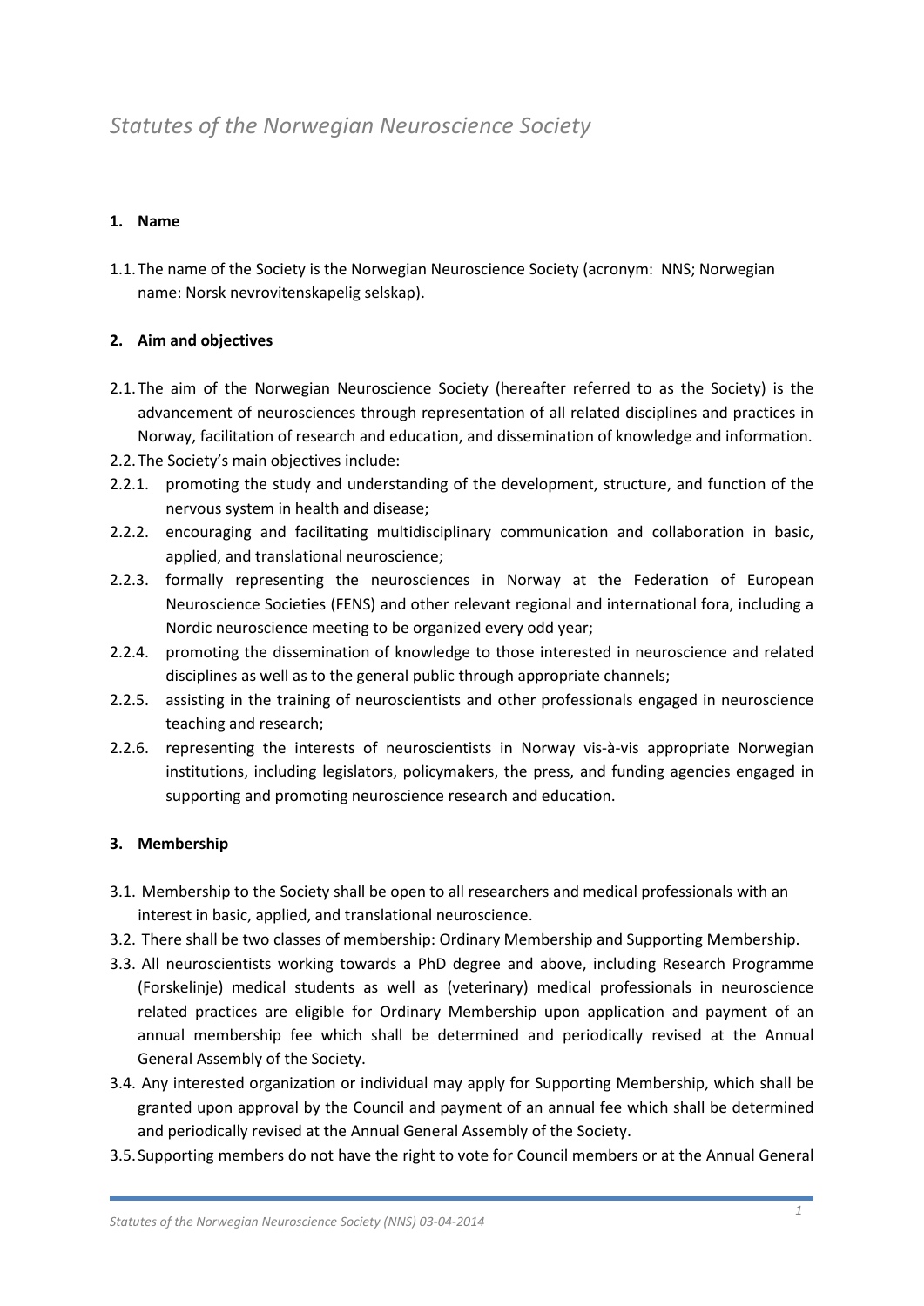# *Statutes of the Norwegian Neuroscience Society*

**1. Name**

1.1. The name of the Society is the Norwegian Neuroscience Society (acronym: NNS; Norwegian name: Norsk nevrovitenskapelig selskap).

**2. Aim and objectives**

2.1. The aim of the Norwegian Neuroscience Society (hereafter referred to as the Society) is the advancement of neurosciences through representation of all related disciplines and practices in Norway, facilitation of research and education, and dissemination of knowledge and information.

2.2. The Society's main objectives include:

2.2.1. promoting the study and understanding of the development, structure, and function of the nervous system in health and disease;

2.2.2. encouraging and facilitating multidisciplinary communication and collaboration in basic, applied, and translational neuroscience;

2.2.3. formally representing the neurosciences in Norway at the Federation of European Neuroscience Societies (FENS) and other relevant regional and international fora, including a Nordic neuroscience meeting to be organized every odd year;

2.2.4. promoting the dissemination of knowledge to those interested in neuroscience and related disciplines as well as to the general public through appropriate channels;

2.2.5. assisting in the training of neuroscientists and other professionals engaged in neuroscience teaching and research;

2.2.6. representing the interests of neuroscientists in Norway vis-à-vis appropriate Norwegian institutions, including legislators, policymakers, the press, and funding agencies engaged in supporting and promoting neuroscience research and education.

**3. Membership**

3.1. Membership to the Society shall be open to all researchers and medical professionals with an interest in basic, applied, and translational neuroscience.

3.2. There shall be two classes of membership: Ordinary Membership and Supporting Membership.

3.3. All neuroscientists working towards a PhD degree and above, including Research Programme (Forskelinje) medical students as well as (veterinary) medical professionals in neuroscience related practices are eligible for Ordinary Membership upon application and payment of an annual membership fee which shall be determined and periodically revised at the Annual General Assembly of the Society.

3.4. Any interested organization or individual may apply for Supporting Membership, which shall be granted upon approval by the Council and payment of an annual fee which shall be determined and periodically revised at the Annual General Assembly of the Society.

3.5. Supporting members do not have the right to vote for Council members or at the Annual General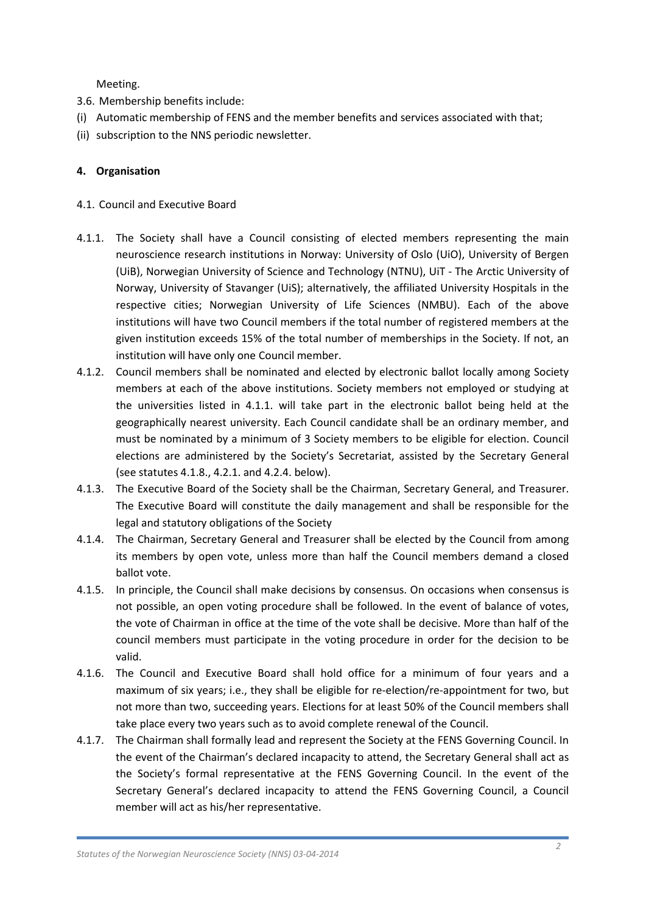Meeting.

3.6. Membership benefits include:

(i) Automatic membership of FENS and the member benefits and services associated with that;

(ii) subscription to the NNS periodic newsletter.

## 4. Organisation

### 4.1. Council and Executive Board

4.1.1. The Society shall have a Council consisting of elected members representing the main neuroscience research institutions in Norway: University of Oslo (UiO), University of Bergen (UiB), Norwegian University of Science and Technology (NTNU), UiT - The Arctic University of Norway, University of Stavanger (UiS); alternatively, the affiliated University Hospitals in the respective cities; Norwegian University of Life Sciences (NMBU). Each of the above institutions will have two Council members if the total number of registered members at the given institution exceeds 15% of the total number of memberships in the Society. If not, an institution will have only one Council member.

4.1.2. Council members shall be nominated and elected by electronic ballot locally among Society members at each of the above institutions. Society members not employed or studying at the universities listed in 4.1.1. will take part in the electronic ballot being held at the geographically nearest university. Each Council candidate shall be an ordinary member, and must be nominated by a minimum of 3 Society members to be eligible for election. Council elections are administered by the Society's Secretariat, assisted by the Secretary General (see statutes 4.1.8., 4.2.1. and 4.2.4. below).

4.1.3. The Executive Board of the Society shall be the Chairman, Secretary General, and Treasurer. The Executive Board will constitute the daily management and shall be responsible for the legal and statutory obligations of the Society

4.1.4. The Chairman, Secretary General and Treasurer shall be elected by the Council from among its members by open vote, unless more than half the Council members demand a closed ballot vote.

4.1.5. In principle, the Council shall make decisions by consensus. On occasions when consensus is not possible, an open voting procedure shall be followed. In the event of balance of votes, the vote of Chairman in office at the time of the vote shall be decisive. More than half of the council members must participate in the voting procedure in order for the decision to be valid.

4.1.6. The Council and Executive Board shall hold office for a minimum of four years and a maximum of six years; i.e., they shall be eligible for re-election/re-appointment for two, but not more than two, succeeding years. Elections for at least 50% of the Council members shall take place every two years such as to avoid complete renewal of the Council.

4.1.7. The Chairman shall formally lead and represent the Society at the FENS Governing Council. In the event of the Chairman's declared incapacity to attend, the Secretary General shall act as the Society's formal representative at the FENS Governing Council. In the event of the Secretary General's declared incapacity to attend the FENS Governing Council, a Council member will act as his/her representative.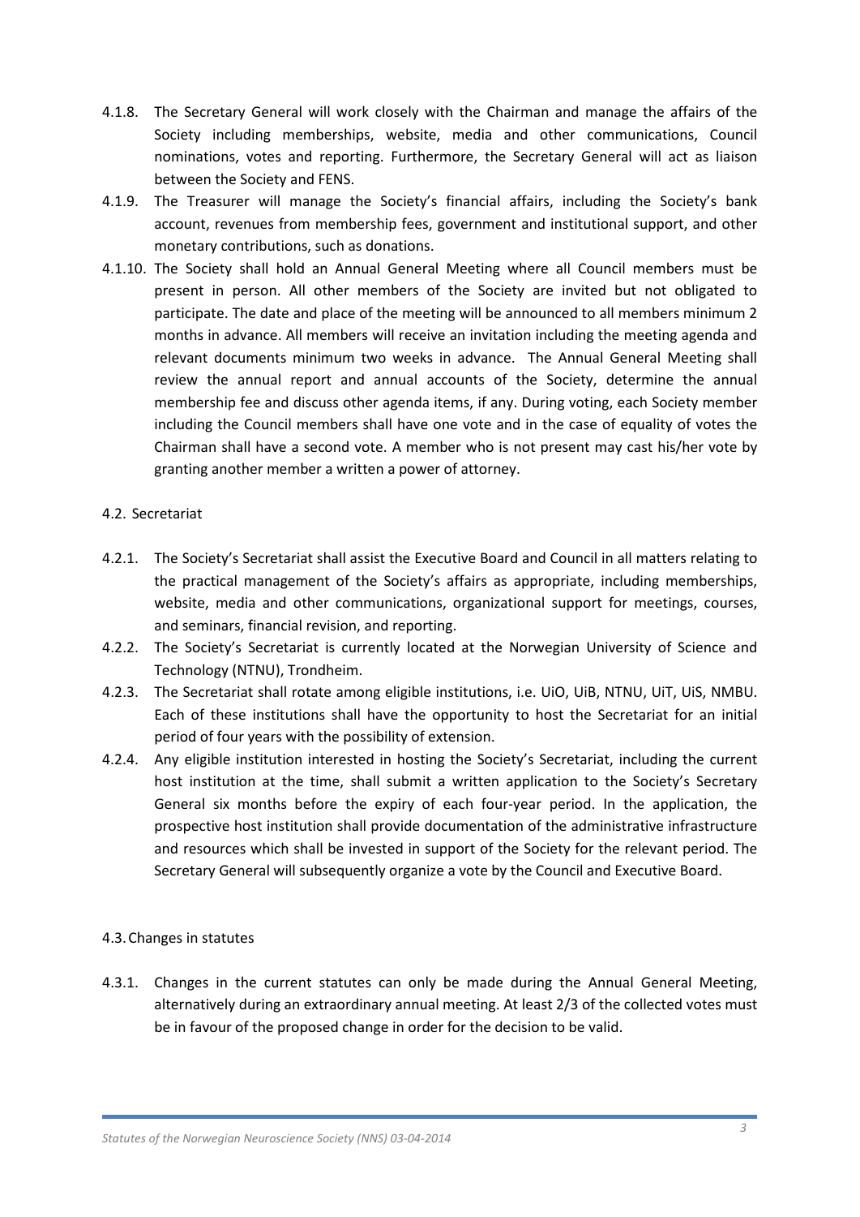4.1.8. The Secretary General will work closely with the Chairman and manage the affairs of the Society including memberships, website, media and other communications, Council nominations, votes and reporting. Furthermore, the Secretary General will act as liaison between the Society and FENS.

4.1.9. The Treasurer will manage the Society's financial affairs, including the Society's bank account, revenues from membership fees, government and institutional support, and other monetary contributions, such as donations.

4.1.10. The Society shall hold an Annual General Meeting where all Council members must be present in person. All other members of the Society are invited but not obligated to participate. The date and place of the meeting will be announced to all members minimum 2 months in advance. All members will receive an invitation including the meeting agenda and relevant documents minimum two weeks in advance. The Annual General Meeting shall review the annual report and annual accounts of the Society, determine the annual membership fee and discuss other agenda items, if any. During voting, each Society member including the Council members shall have one vote and in the case of equality of votes the Chairman shall have a second vote. A member who is not present may cast his/her vote by granting another member a written a power of attorney.

4.2. Secretariat

4.2.1. The Society's Secretariat shall assist the Executive Board and Council in all matters relating to the practical management of the Society's affairs as appropriate, including memberships, website, media and other communications, organizational support for meetings, courses, and seminars, financial revision, and reporting.

4.2.2. The Society's Secretariat is currently located at the Norwegian University of Science and Technology (NTNU), Trondheim.

4.2.3. The Secretariat shall rotate among eligible institutions, i.e. UiO, UiB, NTNU, UiT, UiS, NMBU. Each of these institutions shall have the opportunity to host the Secretariat for an initial period of four years with the possibility of extension.

4.2.4. Any eligible institution interested in hosting the Society's Secretariat, including the current host institution at the time, shall submit a written application to the Society's Secretary General six months before the expiry of each four-year period. In the application, the prospective host institution shall provide documentation of the administrative infrastructure and resources which shall be invested in support of the Society for the relevant period. The Secretary General will subsequently organize a vote by the Council and Executive Board.

4.3. Changes in statutes

4.3.1. Changes in the current statutes can only be made during the Annual General Meeting, alternatively during an extraordinary annual meeting. At least 2/3 of the collected votes must be in favour of the proposed change in order for the decision to be valid.